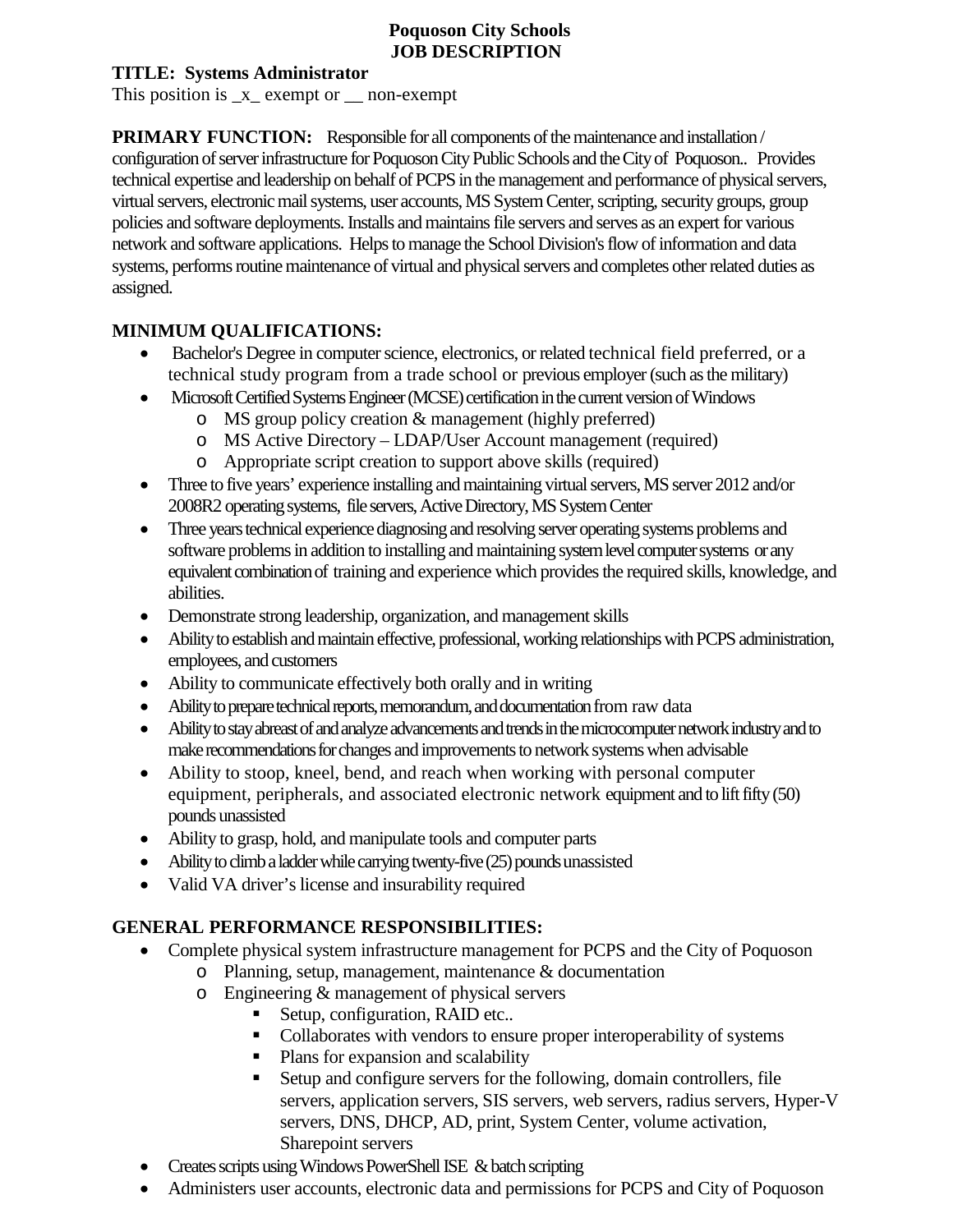# Poquoson City Schools
# JOB DESCRIPTION

**TITLE: Systems Administrator**

This position is _x_ exempt or __ non-exempt

**PRIMARY FUNCTION:** Responsible for all components of the maintenance and installation / configuration of server infrastructure for Poquoson City Public Schools and the City of Poquoson.. Provides technical expertise and leadership on behalf of PCPS in the management and performance of physical servers, virtual servers, electronic mail systems, user accounts, MS System Center, scripting, security groups, group policies and software deployments. Installs and maintains file servers and serves as an expert for various network and software applications. Helps to manage the School Division's flow of information and data systems, performs routine maintenance of virtual and physical servers and completes other related duties as assigned.

**MINIMUM QUALIFICATIONS:**

- Bachelor's Degree in computer science, electronics, or related technical field preferred, or a technical study program from a trade school or previous employer (such as the military)
- Microsoft Certified Systems Engineer (MCSE) certification in the current version of Windows
  - MS group policy creation & management (highly preferred)
  - MS Active Directory – LDAP/User Account management (required)
  - Appropriate script creation to support above skills (required)
- Three to five years' experience installing and maintaining virtual servers, MS server 2012 and/or 2008R2 operating systems, file servers, Active Directory, MS System Center
- Three years technical experience diagnosing and resolving server operating systems problems and software problems in addition to installing and maintaining system level computer systems or any equivalent combination of training and experience which provides the required skills, knowledge, and abilities.
- Demonstrate strong leadership, organization, and management skills
- Ability to establish and maintain effective, professional, working relationships with PCPS administration, employees, and customers
- Ability to communicate effectively both orally and in writing
- Ability to prepare technical reports, memorandum, and documentation from raw data
- Ability to stay abreast of and analyze advancements and trends in the microcomputer network industry and to make recommendations for changes and improvements to network systems when advisable
- Ability to stoop, kneel, bend, and reach when working with personal computer equipment, peripherals, and associated electronic network equipment and to lift fifty (50) pounds unassisted
- Ability to grasp, hold, and manipulate tools and computer parts
- Ability to climb a ladder while carrying twenty-five (25) pounds unassisted
- Valid VA driver's license and insurability required

**GENERAL PERFORMANCE RESPONSIBILITIES:**

- Complete physical system infrastructure management for PCPS and the City of Poquoson
  - Planning, setup, management, maintenance & documentation
  - Engineering & management of physical servers
    - Setup, configuration, RAID etc..
    - Collaborates with vendors to ensure proper interoperability of systems
    - Plans for expansion and scalability
    - Setup and configure servers for the following, domain controllers, file servers, application servers, SIS servers, web servers, radius servers, Hyper-V servers, DNS, DHCP, AD, print, System Center, volume activation, Sharepoint servers
- Creates scripts using Windows PowerShell ISE & batch scripting
- Administers user accounts, electronic data and permissions for PCPS and City of Poquoson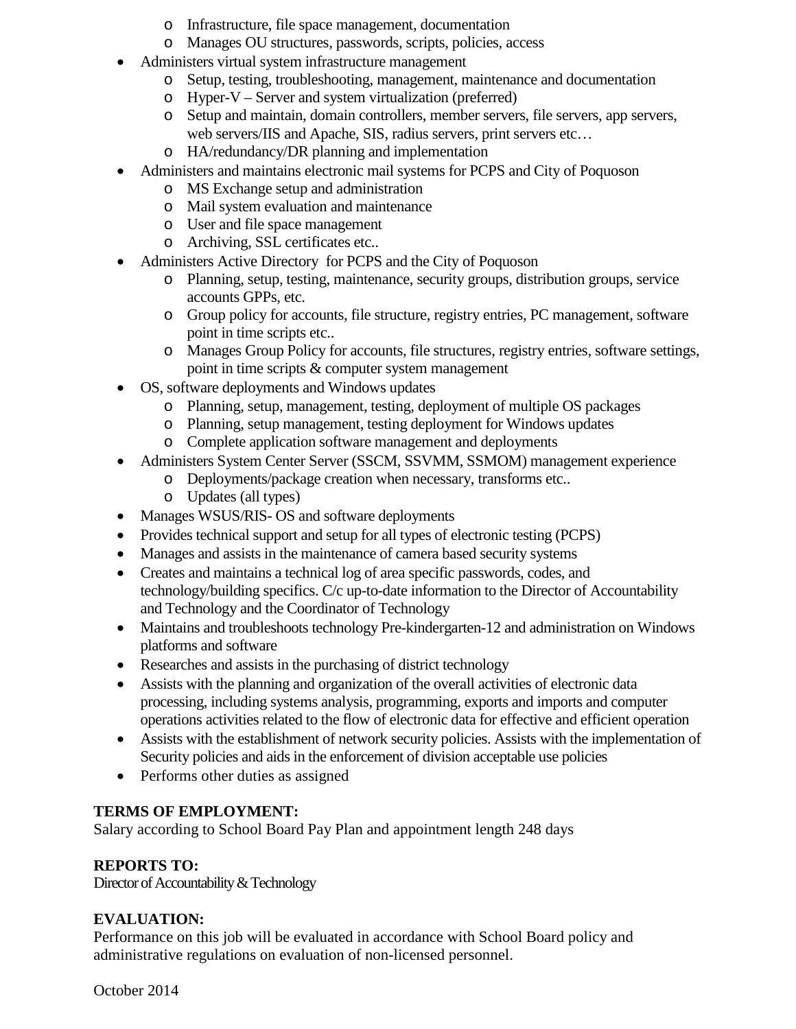- Infrastructure, file space management, documentation
    - Manages OU structures, passwords, scripts, policies, access
- Administers virtual system infrastructure management
    - Setup, testing, troubleshooting, management, maintenance and documentation
    - Hyper-V – Server and system virtualization (preferred)
    - Setup and maintain, domain controllers, member servers, file servers, app servers, web servers/IIS and Apache, SIS, radius servers, print servers etc…
    - HA/redundancy/DR planning and implementation
- Administers and maintains electronic mail systems for PCPS and City of Poquoson
    - MS Exchange setup and administration
    - Mail system evaluation and maintenance
    - User and file space management
    - Archiving, SSL certificates etc..
- Administers Active Directory for PCPS and the City of Poquoson
    - Planning, setup, testing, maintenance, security groups, distribution groups, service accounts GPPs, etc.
    - Group policy for accounts, file structure, registry entries, PC management, software point in time scripts etc..
    - Manages Group Policy for accounts, file structures, registry entries, software settings, point in time scripts & computer system management
- OS, software deployments and Windows updates
    - Planning, setup, management, testing, deployment of multiple OS packages
    - Planning, setup management, testing deployment for Windows updates
    - Complete application software management and deployments
- Administers System Center Server (SSCM, SSVMM, SSMOM) management experience
    - Deployments/package creation when necessary, transforms etc..
    - Updates (all types)
- Manages WSUS/RIS- OS and software deployments
- Provides technical support and setup for all types of electronic testing (PCPS)
- Manages and assists in the maintenance of camera based security systems
- Creates and maintains a technical log of area specific passwords, codes, and technology/building specifics. C/c up-to-date information to the Director of Accountability and Technology and the Coordinator of Technology
- Maintains and troubleshoots technology Pre-kindergarten-12 and administration on Windows platforms and software
- Researches and assists in the purchasing of district technology
- Assists with the planning and organization of the overall activities of electronic data processing, including systems analysis, programming, exports and imports and computer operations activities related to the flow of electronic data for effective and efficient operation
- Assists with the establishment of network security policies. Assists with the implementation of Security policies and aids in the enforcement of division acceptable use policies
- Performs other duties as assigned

**TERMS OF EMPLOYMENT:**
Salary according to School Board Pay Plan and appointment length 248 days

**REPORTS TO:**
Director of Accountability & Technology

**EVALUATION:**
Performance on this job will be evaluated in accordance with School Board policy and administrative regulations on evaluation of non-licensed personnel.

October 2014